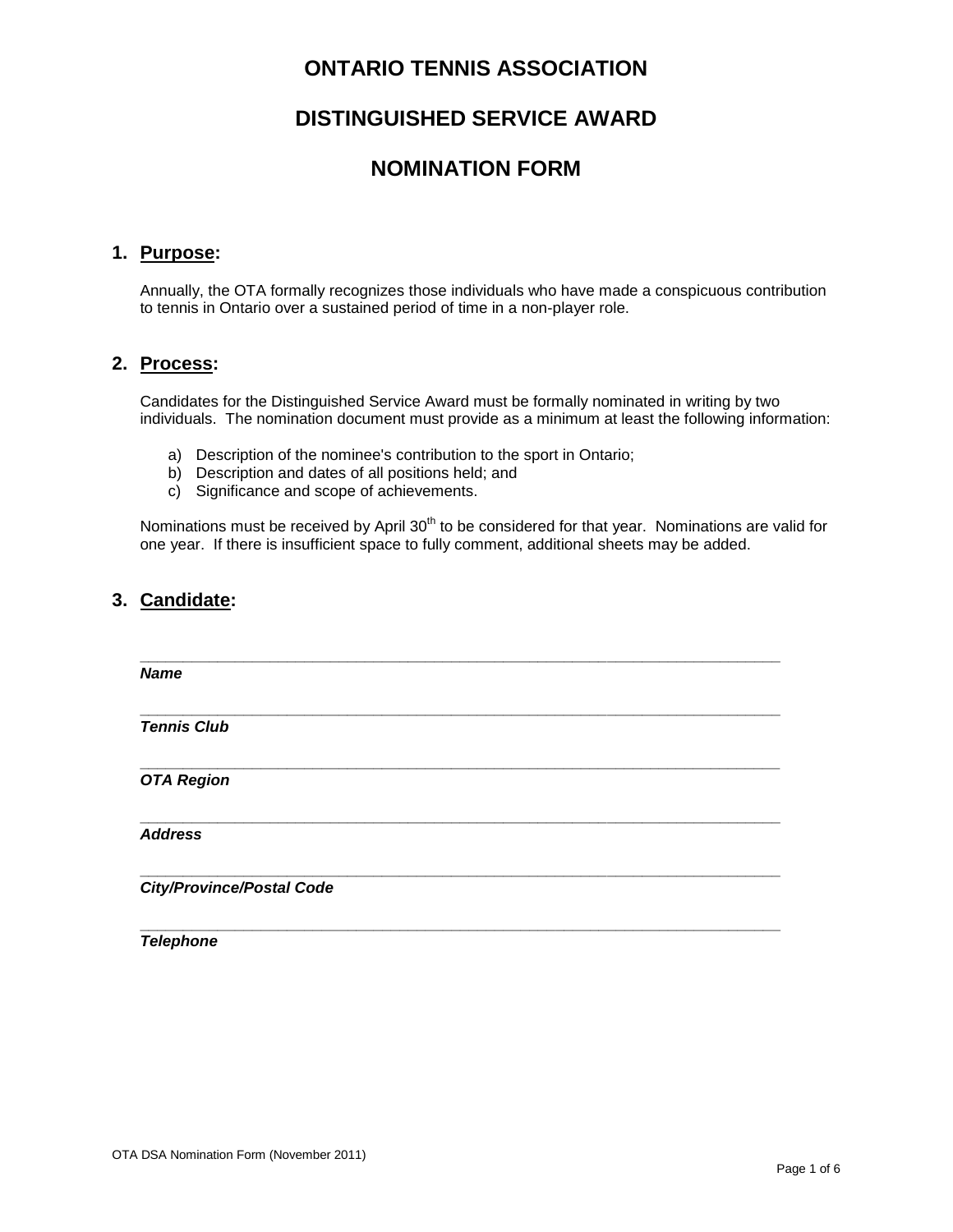# ONTARIO TENNIS ASSOCIATION

# DISTINGUISHED SERVICE AWARD

# NOMINATION FORM

## 1. Purpose:

Annually, the OTA formally recognizes those individuals who have made a conspicuous contribution to tennis in Ontario over a sustained period of time in a non-player role.

## 2. Process:

Candidates for the Distinguished Service Award must be formally nominated in writing by two individuals. The nomination document must provide as a minimum at least the following information:

a) Description of the nominee's contribution to the sport in Ontario;
b) Description and dates of all positions held; and
c) Significance and scope of achievements.

Nominations must be received by April 30th to be considered for that year. Nominations are valid for one year. If there is insufficient space to fully comment, additional sheets may be added.

## 3. Candidate:

______________________________________________________________________

***Name***

______________________________________________________________________

***Tennis Club***

______________________________________________________________________

***OTA Region***

______________________________________________________________________

***Address***

______________________________________________________________________

***City/Province/Postal Code***

______________________________________________________________________

***Telephone***

OTA DSA Nomination Form (November 2011)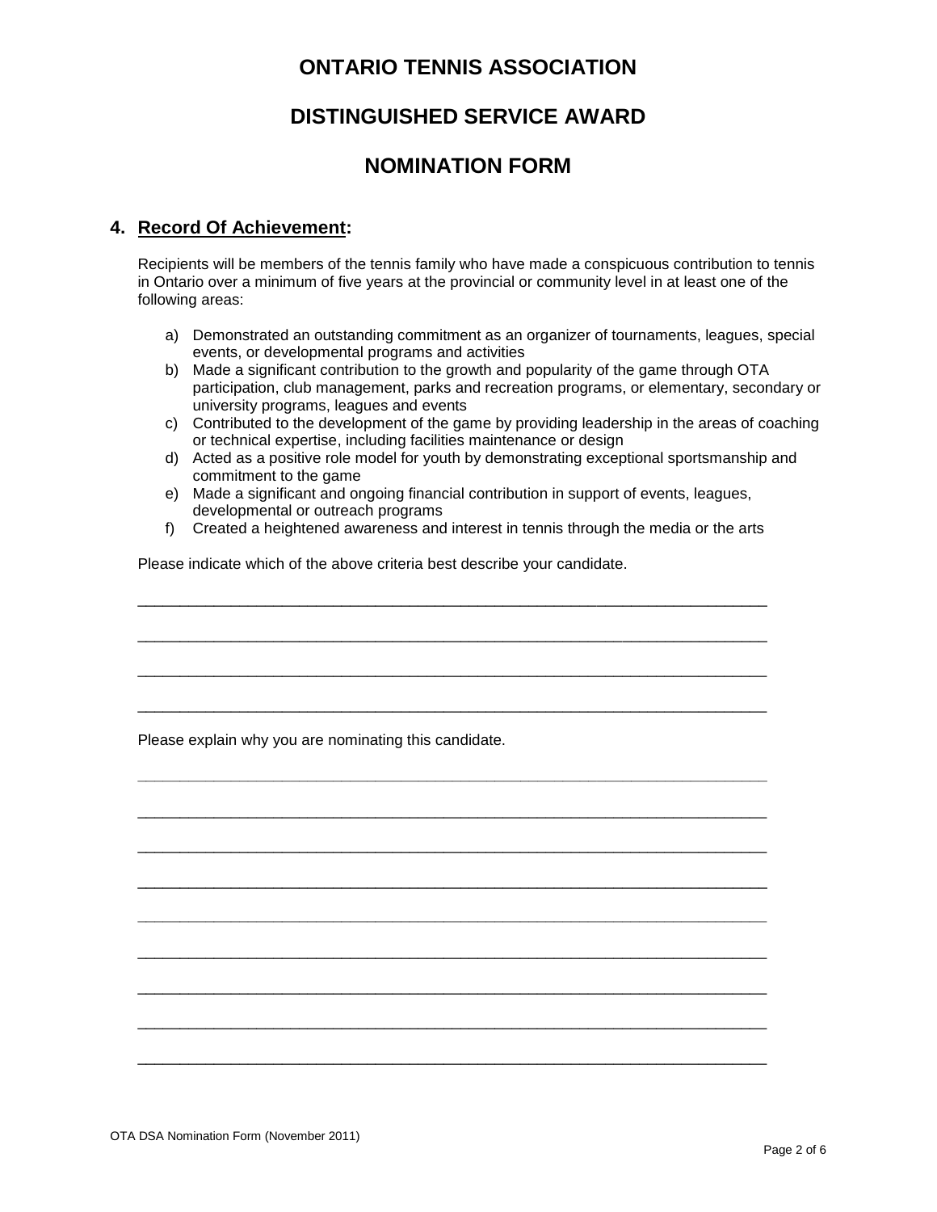# ONTARIO TENNIS ASSOCIATION

## DISTINGUISHED SERVICE AWARD

## NOMINATION FORM

### 4. Record Of Achievement:

Recipients will be members of the tennis family who have made a conspicuous contribution to tennis in Ontario over a minimum of five years at the provincial or community level in at least one of the following areas:

a) Demonstrated an outstanding commitment as an organizer of tournaments, leagues, special events, or developmental programs and activities
b) Made a significant contribution to the growth and popularity of the game through OTA participation, club management, parks and recreation programs, or elementary, secondary or university programs, leagues and events
c) Contributed to the development of the game by providing leadership in the areas of coaching or technical expertise, including facilities maintenance or design
d) Acted as a positive role model for youth by demonstrating exceptional sportsmanship and commitment to the game
e) Made a significant and ongoing financial contribution in support of events, leagues, developmental or outreach programs
f) Created a heightened awareness and interest in tennis through the media or the arts

Please indicate which of the above criteria best describe your candidate.

_______________________________________________________________________

_______________________________________________________________________

_______________________________________________________________________

_______________________________________________________________________

Please explain why you are nominating this candidate.

_______________________________________________________________________

_______________________________________________________________________

_______________________________________________________________________

_______________________________________________________________________

_______________________________________________________________________

_______________________________________________________________________

_______________________________________________________________________

_______________________________________________________________________

_______________________________________________________________________

OTA DSA Nomination Form (November 2011)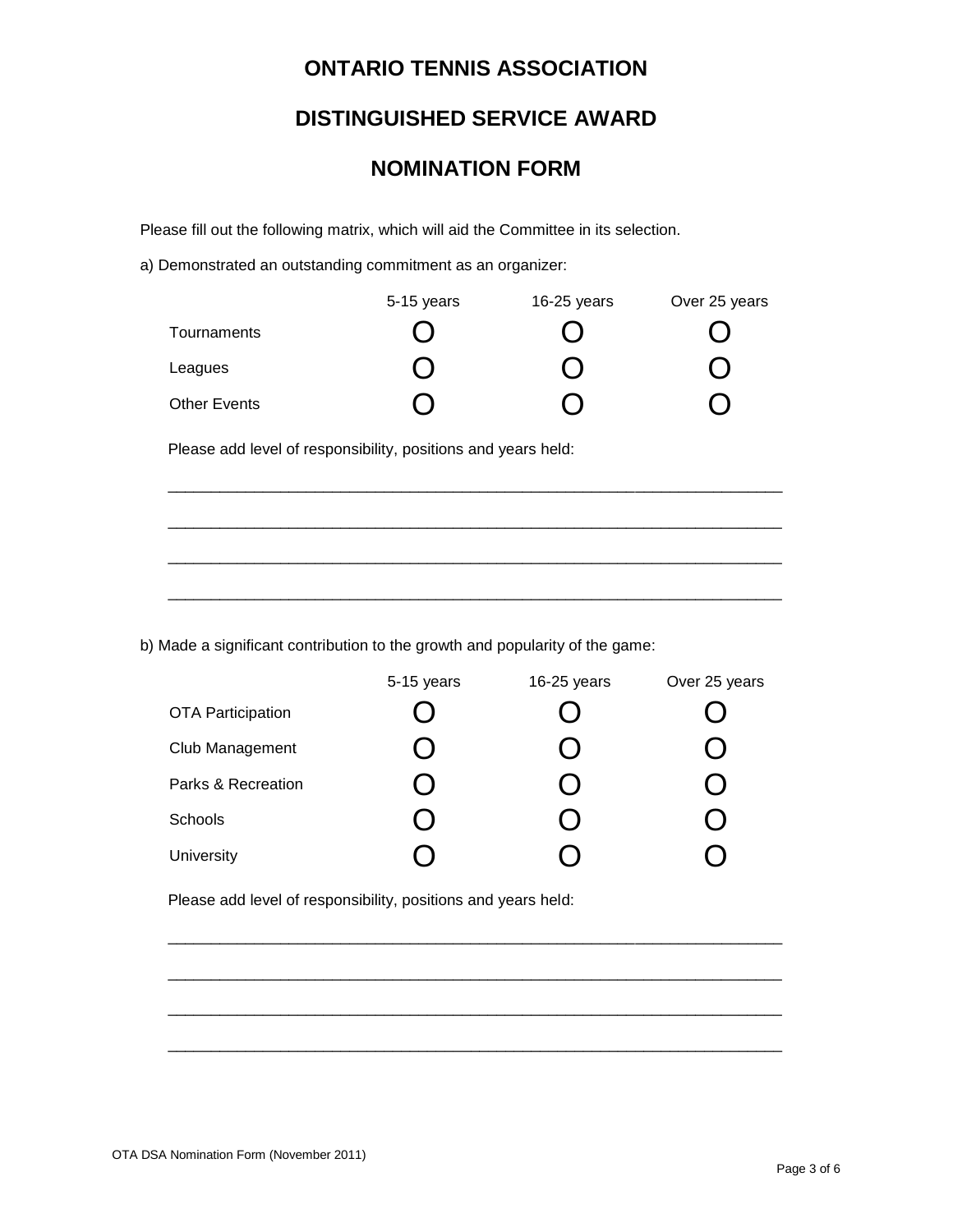# ONTARIO TENNIS ASSOCIATION

## DISTINGUISHED SERVICE AWARD

## NOMINATION FORM

Please fill out the following matrix, which will aid the Committee in its selection.

a) Demonstrated an outstanding commitment as an organizer:

| | 5-15 years | 16-25 years | Over 25 years |
|---|---|---|---|
| Tournaments | O | O | O |
| Leagues | O | O | O |
| Other Events | O | O | O |

Please add level of responsibility, positions and years held:

_______________________________________________________________________

_______________________________________________________________________

_______________________________________________________________________

_______________________________________________________________________

b) Made a significant contribution to the growth and popularity of the game:

| | 5-15 years | 16-25 years | Over 25 years |
|---|---|---|---|
| OTA Participation | O | O | O |
| Club Management | O | O | O |
| Parks & Recreation | O | O | O |
| Schools | O | O | O |
| University | O | O | O |

Please add level of responsibility, positions and years held:

_______________________________________________________________________

_______________________________________________________________________

_______________________________________________________________________

_______________________________________________________________________

OTA DSA Nomination Form (November 2011)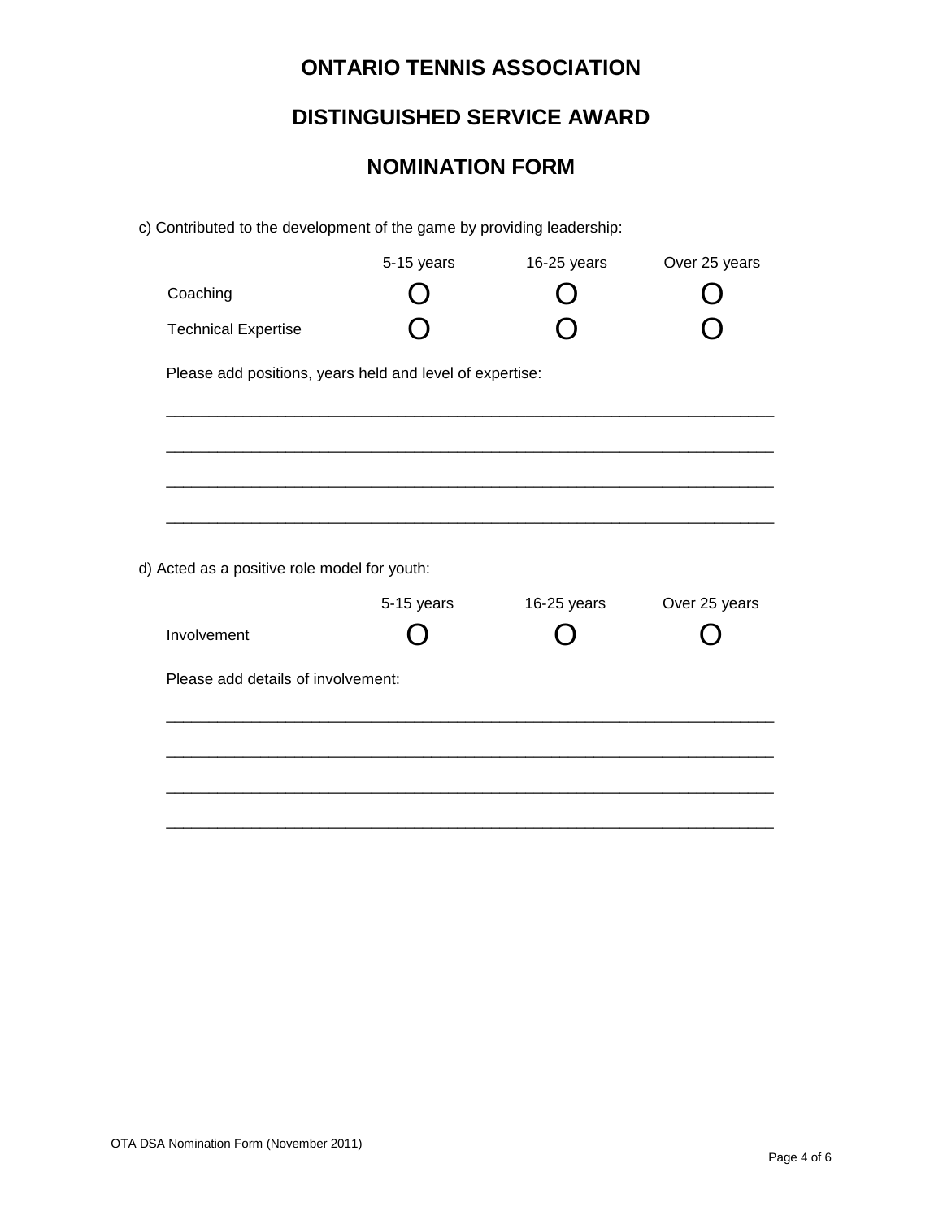# ONTARIO TENNIS ASSOCIATION

## DISTINGUISHED SERVICE AWARD

## NOMINATION FORM

c) Contributed to the development of the game by providing leadership:

| | 5-15 years | 16-25 years | Over 25 years |
|---|---|---|---|
| Coaching | O | O | O |
| Technical Expertise | O | O | O |

Please add positions, years held and level of expertise:

_______________________________________________________________________

_______________________________________________________________________

_______________________________________________________________________

_______________________________________________________________________

d) Acted as a positive role model for youth:

| | 5-15 years | 16-25 years | Over 25 years |
|---|---|---|---|
| Involvement | O | O | O |

Please add details of involvement:

_______________________________________________________________________

_______________________________________________________________________

_______________________________________________________________________

_______________________________________________________________________

OTA DSA Nomination Form (November 2011)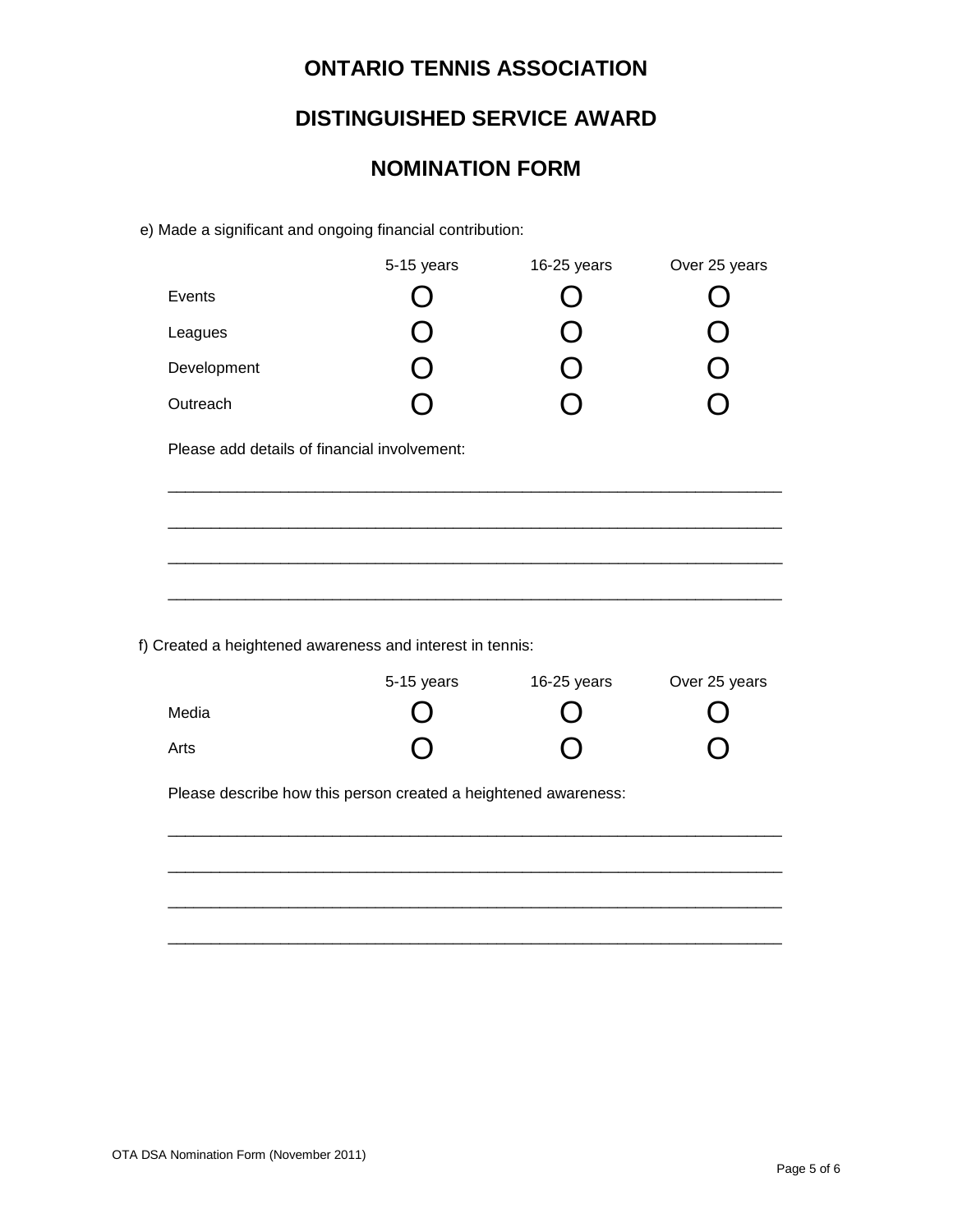# ONTARIO TENNIS ASSOCIATION

## DISTINGUISHED SERVICE AWARD

## NOMINATION FORM

e) Made a significant and ongoing financial contribution:

| | 5-15 years | 16-25 years | Over 25 years |
|---|---|---|---|
| Events | O | O | O |
| Leagues | O | O | O |
| Development | O | O | O |
| Outreach | O | O | O |

Please add details of financial involvement:

_______________________________________________________________________

_______________________________________________________________________

_______________________________________________________________________

_______________________________________________________________________

f) Created a heightened awareness and interest in tennis:

| | 5-15 years | 16-25 years | Over 25 years |
|---|---|---|---|
| Media | O | O | O |
| Arts | O | O | O |

Please describe how this person created a heightened awareness:

_______________________________________________________________________

_______________________________________________________________________

_______________________________________________________________________

_______________________________________________________________________

OTA DSA Nomination Form (November 2011)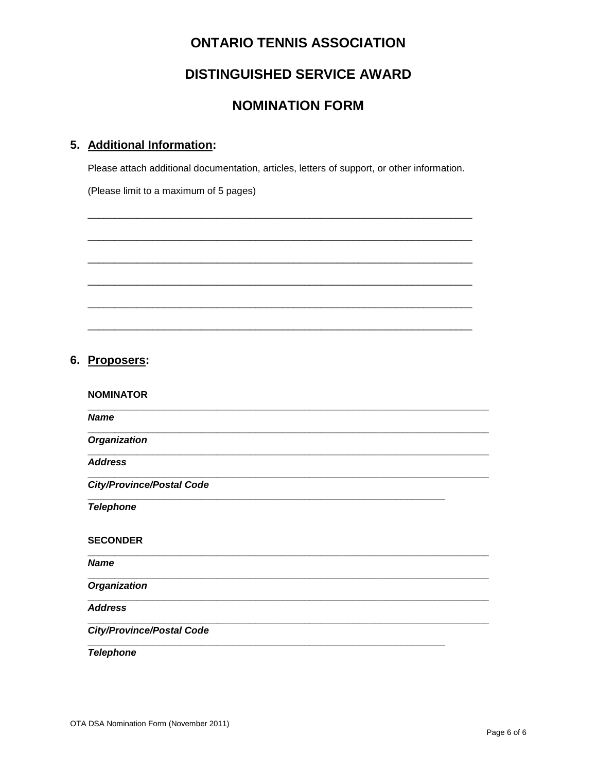# ONTARIO TENNIS ASSOCIATION

## DISTINGUISHED SERVICE AWARD

## NOMINATION FORM

### 5. Additional Information:

Please attach additional documentation, articles, letters of support, or other information.

(Please limit to a maximum of 5 pages)

\_\_\_\_\_\_\_\_\_\_\_\_\_\_\_\_\_\_\_\_\_\_\_\_\_\_\_\_\_\_\_\_\_\_\_\_\_\_\_\_\_\_\_\_\_\_\_\_\_\_\_\_\_\_\_\_\_\_\_\_\_\_\_\_\_\_

\_\_\_\_\_\_\_\_\_\_\_\_\_\_\_\_\_\_\_\_\_\_\_\_\_\_\_\_\_\_\_\_\_\_\_\_\_\_\_\_\_\_\_\_\_\_\_\_\_\_\_\_\_\_\_\_\_\_\_\_\_\_\_\_\_\_

\_\_\_\_\_\_\_\_\_\_\_\_\_\_\_\_\_\_\_\_\_\_\_\_\_\_\_\_\_\_\_\_\_\_\_\_\_\_\_\_\_\_\_\_\_\_\_\_\_\_\_\_\_\_\_\_\_\_\_\_\_\_\_\_\_\_

\_\_\_\_\_\_\_\_\_\_\_\_\_\_\_\_\_\_\_\_\_\_\_\_\_\_\_\_\_\_\_\_\_\_\_\_\_\_\_\_\_\_\_\_\_\_\_\_\_\_\_\_\_\_\_\_\_\_\_\_\_\_\_\_\_\_

\_\_\_\_\_\_\_\_\_\_\_\_\_\_\_\_\_\_\_\_\_\_\_\_\_\_\_\_\_\_\_\_\_\_\_\_\_\_\_\_\_\_\_\_\_\_\_\_\_\_\_\_\_\_\_\_\_\_\_\_\_\_\_\_\_\_

\_\_\_\_\_\_\_\_\_\_\_\_\_\_\_\_\_\_\_\_\_\_\_\_\_\_\_\_\_\_\_\_\_\_\_\_\_\_\_\_\_\_\_\_\_\_\_\_\_\_\_\_\_\_\_\_\_\_\_\_\_\_\_\_\_\_

### 6. Proposers:

**NOMINATOR**

\_\_\_\_\_\_\_\_\_\_\_\_\_\_\_\_\_\_\_\_\_\_\_\_\_\_\_\_\_\_\_\_\_\_\_\_\_\_\_\_\_\_\_\_\_\_\_\_\_\_\_\_\_\_\_\_\_\_\_\_\_\_\_\_\_\_

***Name***

\_\_\_\_\_\_\_\_\_\_\_\_\_\_\_\_\_\_\_\_\_\_\_\_\_\_\_\_\_\_\_\_\_\_\_\_\_\_\_\_\_\_\_\_\_\_\_\_\_\_\_\_\_\_\_\_\_\_\_\_\_\_\_\_\_\_

***Organization***

\_\_\_\_\_\_\_\_\_\_\_\_\_\_\_\_\_\_\_\_\_\_\_\_\_\_\_\_\_\_\_\_\_\_\_\_\_\_\_\_\_\_\_\_\_\_\_\_\_\_\_\_\_\_\_\_\_\_\_\_\_\_\_\_\_\_

***Address***

\_\_\_\_\_\_\_\_\_\_\_\_\_\_\_\_\_\_\_\_\_\_\_\_\_\_\_\_\_\_\_\_\_\_\_\_\_\_\_\_\_\_\_\_\_\_\_\_\_\_\_\_\_\_\_\_\_\_\_\_\_\_\_\_\_\_

***City/Province/Postal Code***

\_\_\_\_\_\_\_\_\_\_\_\_\_\_\_\_\_\_\_\_\_\_\_\_\_\_\_\_\_\_\_\_\_\_\_\_\_\_\_\_\_\_\_\_\_\_\_\_\_\_\_\_\_\_\_\_\_\_\_\_\_\_

***Telephone***

**SECONDER**

\_\_\_\_\_\_\_\_\_\_\_\_\_\_\_\_\_\_\_\_\_\_\_\_\_\_\_\_\_\_\_\_\_\_\_\_\_\_\_\_\_\_\_\_\_\_\_\_\_\_\_\_\_\_\_\_\_\_\_\_\_\_\_\_\_\_

***Name***

\_\_\_\_\_\_\_\_\_\_\_\_\_\_\_\_\_\_\_\_\_\_\_\_\_\_\_\_\_\_\_\_\_\_\_\_\_\_\_\_\_\_\_\_\_\_\_\_\_\_\_\_\_\_\_\_\_\_\_\_\_\_\_\_\_\_

***Organization***

\_\_\_\_\_\_\_\_\_\_\_\_\_\_\_\_\_\_\_\_\_\_\_\_\_\_\_\_\_\_\_\_\_\_\_\_\_\_\_\_\_\_\_\_\_\_\_\_\_\_\_\_\_\_\_\_\_\_\_\_\_\_\_\_\_\_

***Address***

\_\_\_\_\_\_\_\_\_\_\_\_\_\_\_\_\_\_\_\_\_\_\_\_\_\_\_\_\_\_\_\_\_\_\_\_\_\_\_\_\_\_\_\_\_\_\_\_\_\_\_\_\_\_\_\_\_\_\_\_\_\_\_\_\_\_

***City/Province/Postal Code***

\_\_\_\_\_\_\_\_\_\_\_\_\_\_\_\_\_\_\_\_\_\_\_\_\_\_\_\_\_\_\_\_\_\_\_\_\_\_\_\_\_\_\_\_\_\_\_\_\_\_\_\_\_\_\_\_\_\_\_\_\_\_

***Telephone***